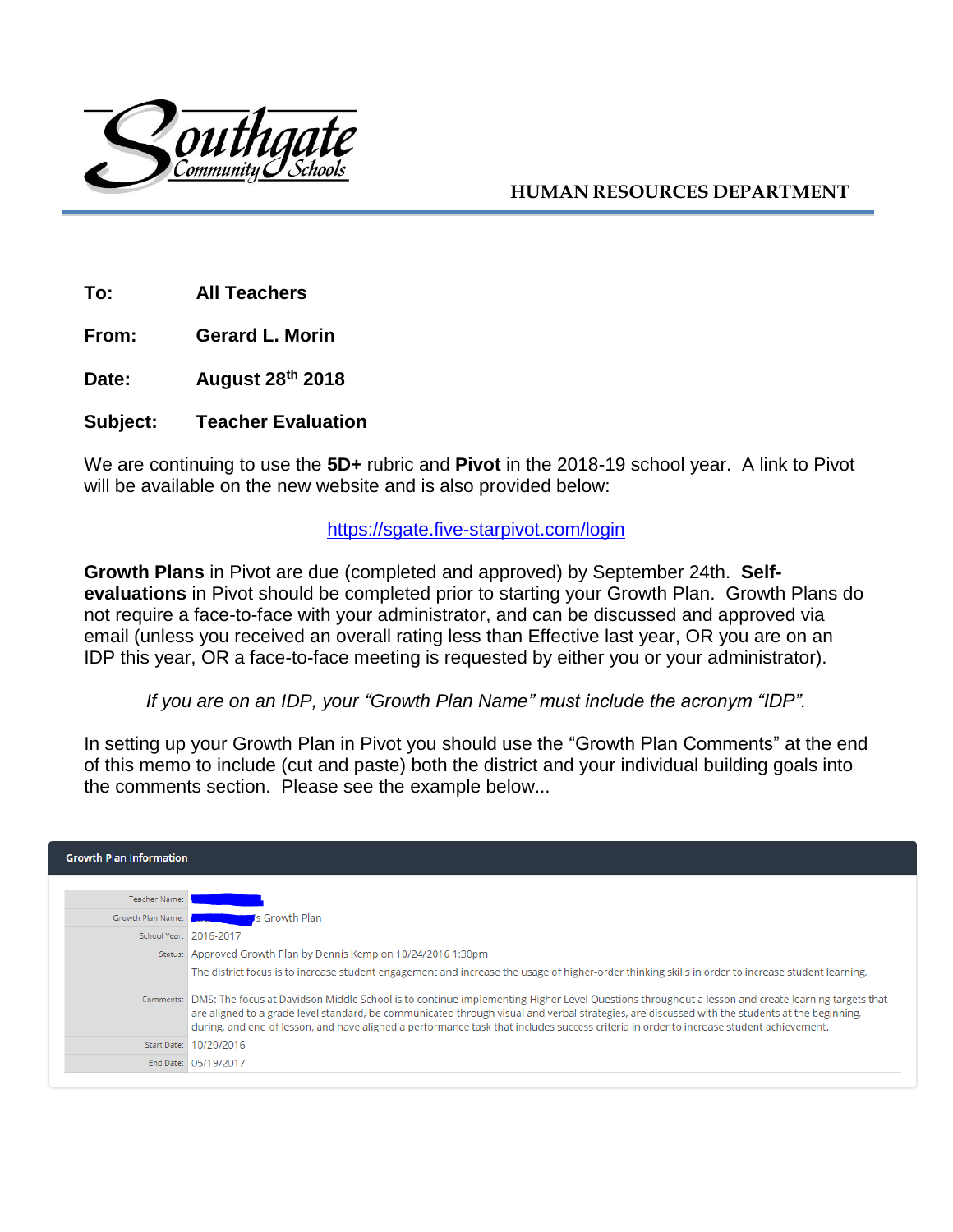Southgate Community Schools

**HUMAN RESOURCES DEPARTMENT**

**To:** All Teachers

**From:** Gerard L. Morin

**Date:** August 28th 2018

**Subject:** Teacher Evaluation

We are continuing to use the **5D+** rubric and **Pivot** in the 2018-19 school year. A link to Pivot will be available on the new website and is also provided below:

https://sgate.five-starpivot.com/login

**Growth Plans** in Pivot are due (completed and approved) by September 24th. **Self-evaluations** in Pivot should be completed prior to starting your Growth Plan. Growth Plans do not require a face-to-face with your administrator, and can be discussed and approved via email (unless you received an overall rating less than Effective last year, OR you are on an IDP this year, OR a face-to-face meeting is requested by either you or your administrator).

*If you are on an IDP, your "Growth Plan Name" must include the acronym "IDP".*

In setting up your Growth Plan in Pivot you should use the "Growth Plan Comments" at the end of this memo to include (cut and paste) both the district and your individual building goals into the comments section. Please see the example below...

**Growth Plan Information**

| | |
|---|---|
| Teacher Name: | |
| Growth Plan Name: | s Growth Plan |
| School Year: | 2016-2017 |
| Status: | Approved Growth Plan by Dennis Kemp on 10/24/2016 1:30pm |
| Comments: | The district focus is to increase student engagement and increase the usage of higher-order thinking skills in order to increase student learning.<br><br>DMS: The focus at Davidson Middle School is to continue implementing Higher Level Questions throughout a lesson and create learning targets that are aligned to a grade level standard, be communicated through visual and verbal strategies, are discussed with the students at the beginning, during, and end of lesson, and have aligned a performance task that includes success criteria in order to increase student achievement. |
| Start Date: | 10/20/2016 |
| End Date: | 05/19/2017 |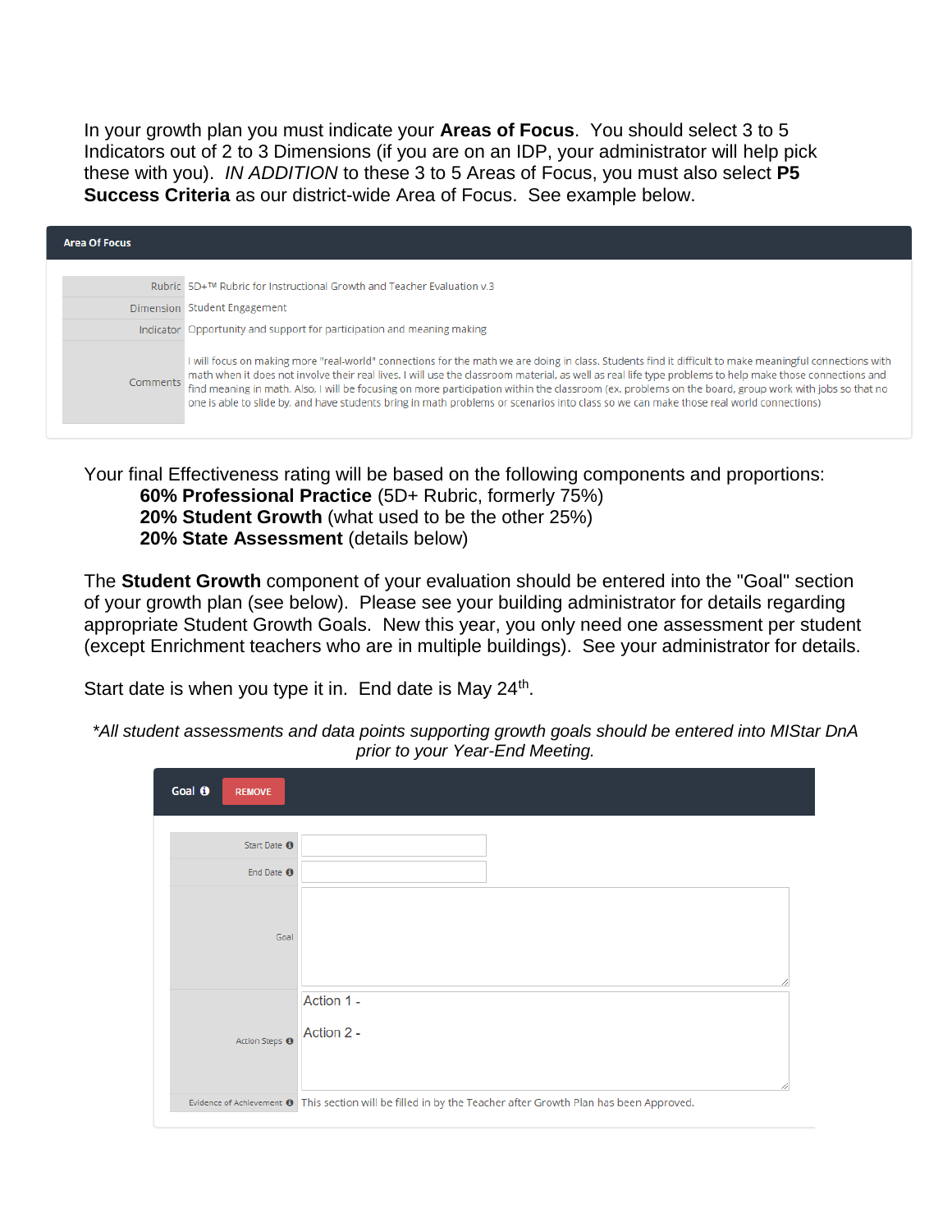In your growth plan you must indicate your **Areas of Focus**. You should select 3 to 5 Indicators out of 2 to 3 Dimensions (if you are on an IDP, your administrator will help pick these with you). *IN ADDITION* to these 3 to 5 Areas of Focus, you must also select **P5 Success Criteria** as our district-wide Area of Focus. See example below.

**Area Of Focus**

| | |
|---|---|
| Rubric | 5D+™ Rubric for Instructional Growth and Teacher Evaluation v.3 |
| Dimension | Student Engagement |
| Indicator | Opportunity and support for participation and meaning making |
| Comments | I will focus on making more "real-world" connections for the math we are doing in class. Students find it difficult to make meaningful connections with math when it does not involve their real lives. I will use the classroom material, as well as real life type problems to help make those connections and find meaning in math. Also, I will be focusing on more participation within the classroom (ex. problems on the board, group work with jobs so that no one is able to slide by, and have students bring in math problems or scenarios into class so we can make those real world connections) |

Your final Effectiveness rating will be based on the following components and proportions:

- **60% Professional Practice** (5D+ Rubric, formerly 75%)
- **20% Student Growth** (what used to be the other 25%)
- **20% State Assessment** (details below)

The **Student Growth** component of your evaluation should be entered into the "Goal" section of your growth plan (see below). Please see your building administrator for details regarding appropriate Student Growth Goals. New this year, you only need one assessment per student (except Enrichment teachers who are in multiple buildings). See your administrator for details.

Start date is when you type it in. End date is May 24th.

*\*All student assessments and data points supporting growth goals should be entered into MIStar DnA prior to your Year-End Meeting.*

**Goal** REMOVE

| | |
|---|---|
| Start Date | |
| End Date | |
| Goal | |
| Action Steps | Action 1 -<br>Action 2 - |
| Evidence of Achievement | This section will be filled in by the Teacher after Growth Plan has been Approved. |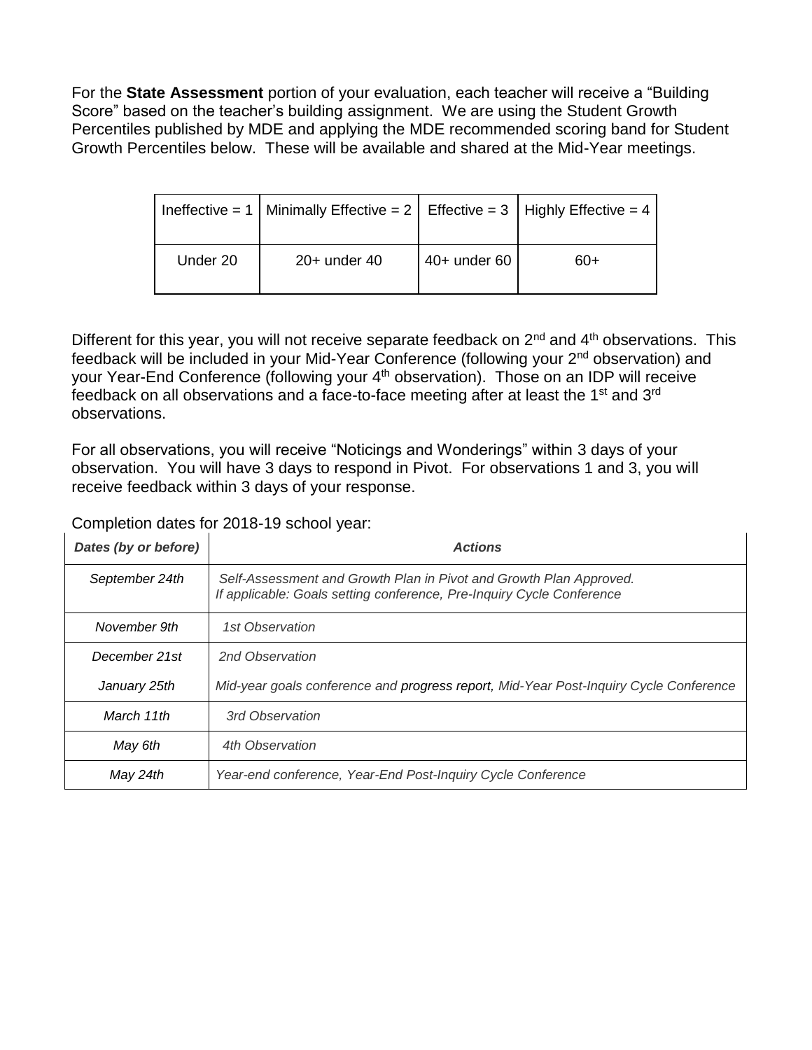For the **State Assessment** portion of your evaluation, each teacher will receive a "Building Score" based on the teacher's building assignment. We are using the Student Growth Percentiles published by MDE and applying the MDE recommended scoring band for Student Growth Percentiles below. These will be available and shared at the Mid-Year meetings.

| Ineffective = 1 | Minimally Effective = 2 | Effective = 3 | Highly Effective = 4 |
|---|---|---|---|
| Under 20 | 20+ under 40 | 40+ under 60 | 60+ |

Different for this year, you will not receive separate feedback on 2nd and 4th observations. This feedback will be included in your Mid-Year Conference (following your 2nd observation) and your Year-End Conference (following your 4th observation). Those on an IDP will receive feedback on all observations and a face-to-face meeting after at least the 1st and 3rd observations.

For all observations, you will receive "Noticings and Wonderings" within 3 days of your observation. You will have 3 days to respond in Pivot. For observations 1 and 3, you will receive feedback within 3 days of your response.

Completion dates for 2018-19 school year:

| ***Dates (by or before)*** | ***Actions*** |
|---|---|
| *September 24th* | *Self-Assessment and Growth Plan in Pivot and Growth Plan Approved. If applicable: Goals setting conference, Pre-Inquiry Cycle Conference* |
| *November 9th* | *1st Observation* |
| *December 21st* | *2nd Observation* |
| *January 25th* | *Mid-year goals conference and progress report, Mid-Year Post-Inquiry Cycle Conference* |
| *March 11th* | *3rd Observation* |
| *May 6th* | *4th Observation* |
| *May 24th* | *Year-end conference, Year-End Post-Inquiry Cycle Conference* |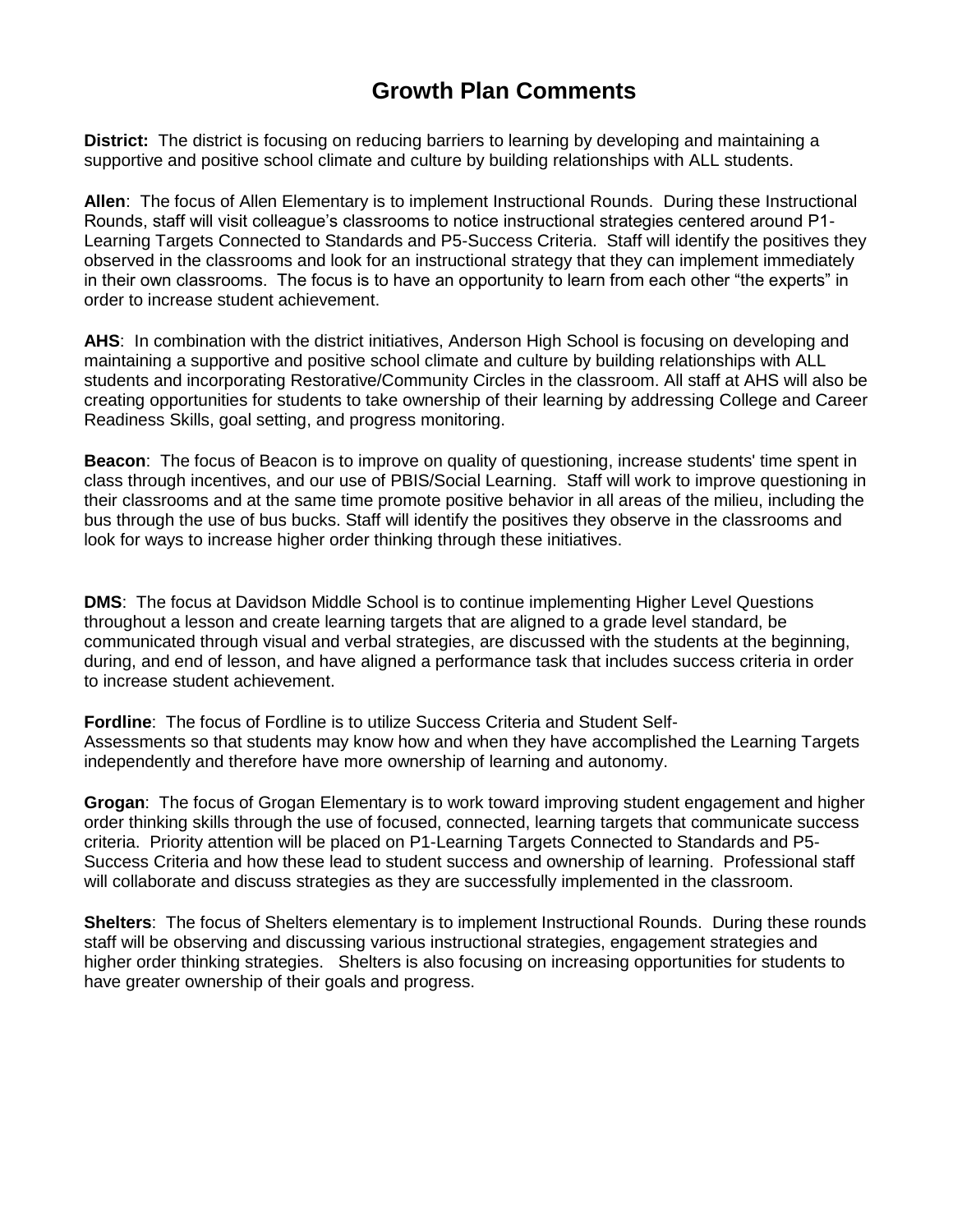# Growth Plan Comments

**District:** The district is focusing on reducing barriers to learning by developing and maintaining a supportive and positive school climate and culture by building relationships with ALL students.

**Allen**: The focus of Allen Elementary is to implement Instructional Rounds. During these Instructional Rounds, staff will visit colleague's classrooms to notice instructional strategies centered around P1-Learning Targets Connected to Standards and P5-Success Criteria. Staff will identify the positives they observed in the classrooms and look for an instructional strategy that they can implement immediately in their own classrooms. The focus is to have an opportunity to learn from each other "the experts" in order to increase student achievement.

**AHS**: In combination with the district initiatives, Anderson High School is focusing on developing and maintaining a supportive and positive school climate and culture by building relationships with ALL students and incorporating Restorative/Community Circles in the classroom. All staff at AHS will also be creating opportunities for students to take ownership of their learning by addressing College and Career Readiness Skills, goal setting, and progress monitoring.

**Beacon**: The focus of Beacon is to improve on quality of questioning, increase students' time spent in class through incentives, and our use of PBIS/Social Learning. Staff will work to improve questioning in their classrooms and at the same time promote positive behavior in all areas of the milieu, including the bus through the use of bus bucks. Staff will identify the positives they observe in the classrooms and look for ways to increase higher order thinking through these initiatives.

**DMS**: The focus at Davidson Middle School is to continue implementing Higher Level Questions throughout a lesson and create learning targets that are aligned to a grade level standard, be communicated through visual and verbal strategies, are discussed with the students at the beginning, during, and end of lesson, and have aligned a performance task that includes success criteria in order to increase student achievement.

**Fordline**: The focus of Fordline is to utilize Success Criteria and Student Self-Assessments so that students may know how and when they have accomplished the Learning Targets independently and therefore have more ownership of learning and autonomy.

**Grogan**: The focus of Grogan Elementary is to work toward improving student engagement and higher order thinking skills through the use of focused, connected, learning targets that communicate success criteria. Priority attention will be placed on P1-Learning Targets Connected to Standards and P5-Success Criteria and how these lead to student success and ownership of learning. Professional staff will collaborate and discuss strategies as they are successfully implemented in the classroom.

**Shelters**: The focus of Shelters elementary is to implement Instructional Rounds. During these rounds staff will be observing and discussing various instructional strategies, engagement strategies and higher order thinking strategies. Shelters is also focusing on increasing opportunities for students to have greater ownership of their goals and progress.